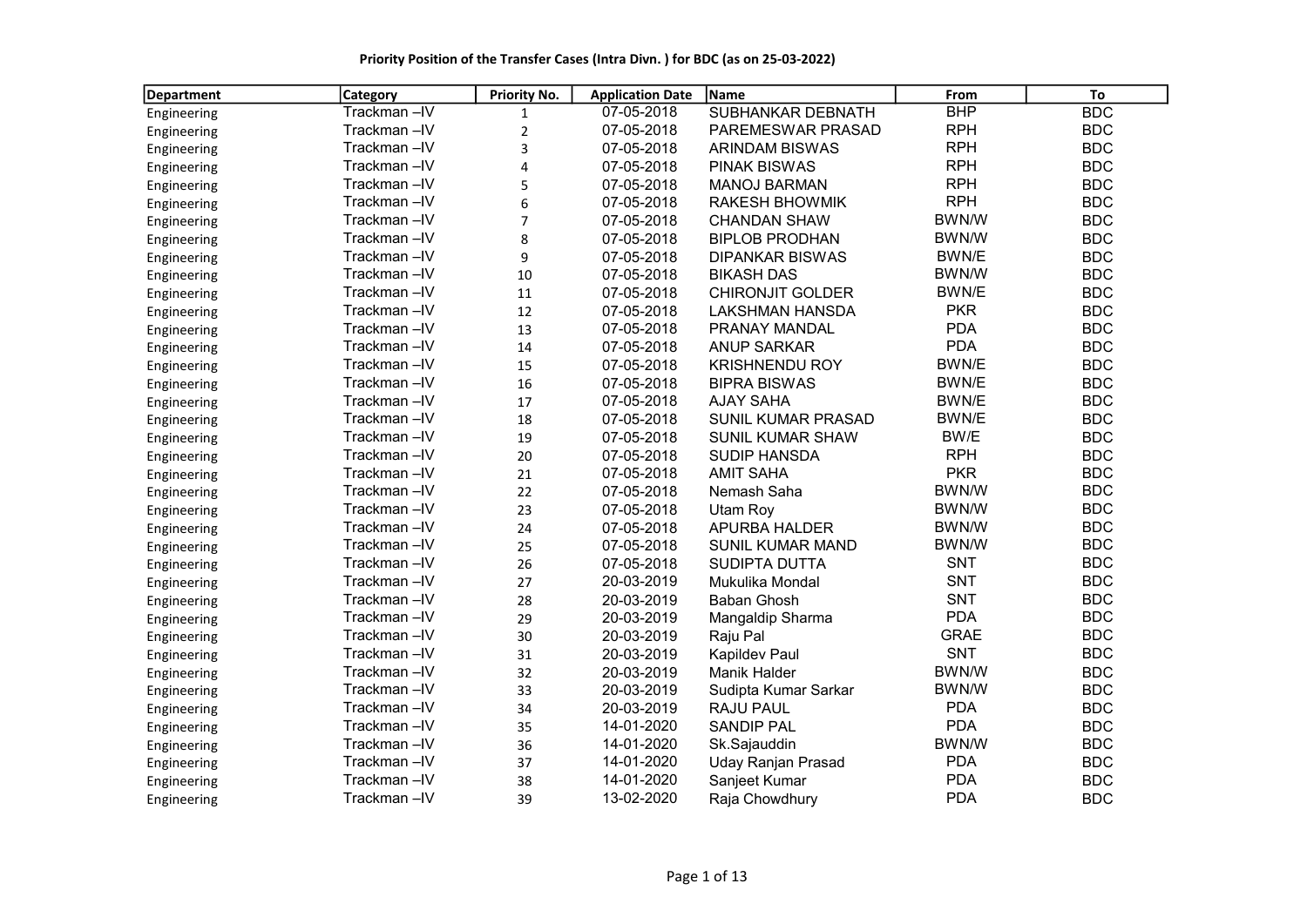**Priority Position of the Transfer Cases (Intra Divn. ) for BDC (as on 25-03-2022)**

| Department | Category | Priority No. | Application Date | Name | From | To |
|---|---|---|---|---|---|---|
| Engineering | Trackman –IV | 1 | 07-05-2018 | SUBHANKAR DEBNATH | BHP | BDC |
| Engineering | Trackman –IV | 2 | 07-05-2018 | PAREMESWAR PRASAD | RPH | BDC |
| Engineering | Trackman –IV | 3 | 07-05-2018 | ARINDAM BISWAS | RPH | BDC |
| Engineering | Trackman –IV | 4 | 07-05-2018 | PINAK BISWAS | RPH | BDC |
| Engineering | Trackman –IV | 5 | 07-05-2018 | MANOJ BARMAN | RPH | BDC |
| Engineering | Trackman –IV | 6 | 07-05-2018 | RAKESH BHOWMIK | RPH | BDC |
| Engineering | Trackman –IV | 7 | 07-05-2018 | CHANDAN SHAW | BWN/W | BDC |
| Engineering | Trackman –IV | 8 | 07-05-2018 | BIPLOB PRODHAN | BWN/W | BDC |
| Engineering | Trackman –IV | 9 | 07-05-2018 | DIPANKAR BISWAS | BWN/E | BDC |
| Engineering | Trackman –IV | 10 | 07-05-2018 | BIKASH DAS | BWN/W | BDC |
| Engineering | Trackman –IV | 11 | 07-05-2018 | CHIRONJIT GOLDER | BWN/E | BDC |
| Engineering | Trackman –IV | 12 | 07-05-2018 | LAKSHMAN HANSDA | PKR | BDC |
| Engineering | Trackman –IV | 13 | 07-05-2018 | PRANAY MANDAL | PDA | BDC |
| Engineering | Trackman –IV | 14 | 07-05-2018 | ANUP SARKAR | PDA | BDC |
| Engineering | Trackman –IV | 15 | 07-05-2018 | KRISHNENDU ROY | BWN/E | BDC |
| Engineering | Trackman –IV | 16 | 07-05-2018 | BIPRA BISWAS | BWN/E | BDC |
| Engineering | Trackman –IV | 17 | 07-05-2018 | AJAY SAHA | BWN/E | BDC |
| Engineering | Trackman –IV | 18 | 07-05-2018 | SUNIL KUMAR PRASAD | BWN/E | BDC |
| Engineering | Trackman –IV | 19 | 07-05-2018 | SUNIL KUMAR SHAW | BW/E | BDC |
| Engineering | Trackman –IV | 20 | 07-05-2018 | SUDIP HANSDA | RPH | BDC |
| Engineering | Trackman –IV | 21 | 07-05-2018 | AMIT SAHA | PKR | BDC |
| Engineering | Trackman –IV | 22 | 07-05-2018 | Nemash Saha | BWN/W | BDC |
| Engineering | Trackman –IV | 23 | 07-05-2018 | Utam Roy | BWN/W | BDC |
| Engineering | Trackman –IV | 24 | 07-05-2018 | APURBA HALDER | BWN/W | BDC |
| Engineering | Trackman –IV | 25 | 07-05-2018 | SUNIL KUMAR MAND | BWN/W | BDC |
| Engineering | Trackman –IV | 26 | 07-05-2018 | SUDIPTA DUTTA | SNT | BDC |
| Engineering | Trackman –IV | 27 | 20-03-2019 | Mukulika Mondal | SNT | BDC |
| Engineering | Trackman –IV | 28 | 20-03-2019 | Baban Ghosh | SNT | BDC |
| Engineering | Trackman –IV | 29 | 20-03-2019 | Mangaldip Sharma | PDA | BDC |
| Engineering | Trackman –IV | 30 | 20-03-2019 | Raju Pal | GRAE | BDC |
| Engineering | Trackman –IV | 31 | 20-03-2019 | Kapildev Paul | SNT | BDC |
| Engineering | Trackman –IV | 32 | 20-03-2019 | Manik Halder | BWN/W | BDC |
| Engineering | Trackman –IV | 33 | 20-03-2019 | Sudipta Kumar Sarkar | BWN/W | BDC |
| Engineering | Trackman –IV | 34 | 20-03-2019 | RAJU PAUL | PDA | BDC |
| Engineering | Trackman –IV | 35 | 14-01-2020 | SANDIP PAL | PDA | BDC |
| Engineering | Trackman –IV | 36 | 14-01-2020 | Sk.Sajauddin | BWN/W | BDC |
| Engineering | Trackman –IV | 37 | 14-01-2020 | Uday Ranjan Prasad | PDA | BDC |
| Engineering | Trackman –IV | 38 | 14-01-2020 | Sanjeet Kumar | PDA | BDC |
| Engineering | Trackman –IV | 39 | 13-02-2020 | Raja Chowdhury | PDA | BDC |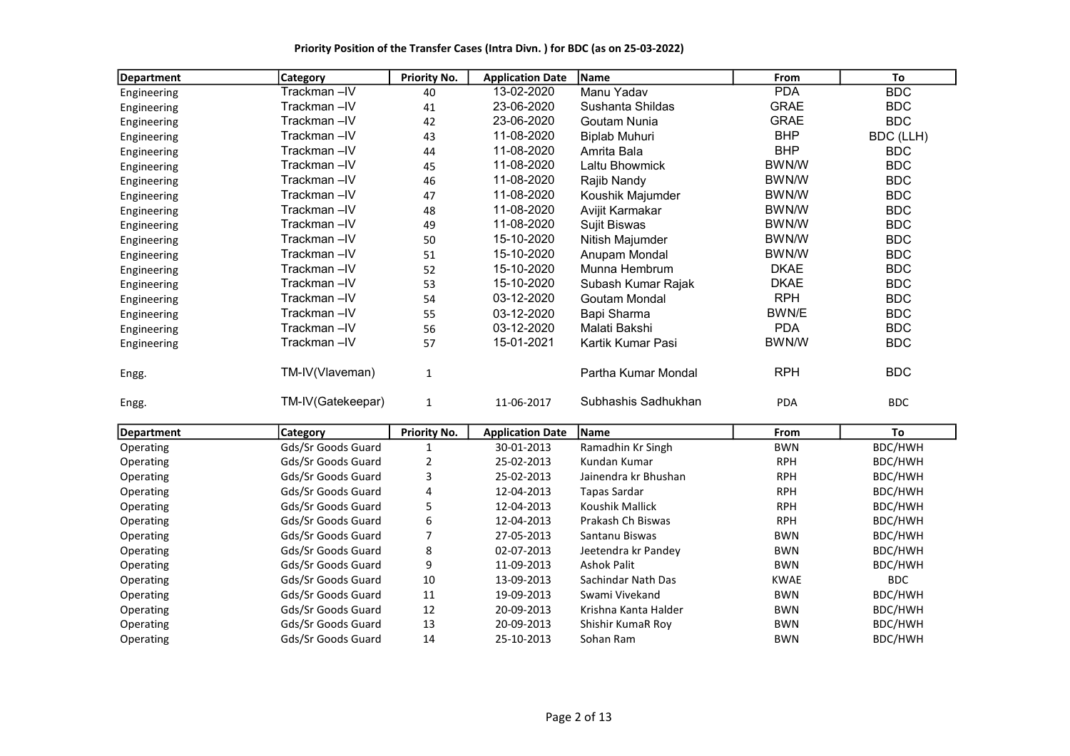**Priority Position of the Transfer Cases (Intra Divn. ) for BDC (as on 25-03-2022)**

| Department | Category | Priority No. | Application Date | Name | From | To |
|---|---|---|---|---|---|---|
| Engineering | Trackman –IV | 40 | 13-02-2020 | Manu Yadav | PDA | BDC |
| Engineering | Trackman –IV | 41 | 23-06-2020 | Sushanta Shildas | GRAE | BDC |
| Engineering | Trackman –IV | 42 | 23-06-2020 | Goutam Nunia | GRAE | BDC |
| Engineering | Trackman –IV | 43 | 11-08-2020 | Biplab Muhuri | BHP | BDC (LLH) |
| Engineering | Trackman –IV | 44 | 11-08-2020 | Amrita Bala | BHP | BDC |
| Engineering | Trackman –IV | 45 | 11-08-2020 | Laltu Bhowmick | BWN/W | BDC |
| Engineering | Trackman –IV | 46 | 11-08-2020 | Rajib Nandy | BWN/W | BDC |
| Engineering | Trackman –IV | 47 | 11-08-2020 | Koushik Majumder | BWN/W | BDC |
| Engineering | Trackman –IV | 48 | 11-08-2020 | Avijit Karmakar | BWN/W | BDC |
| Engineering | Trackman –IV | 49 | 11-08-2020 | Sujit Biswas | BWN/W | BDC |
| Engineering | Trackman –IV | 50 | 15-10-2020 | Nitish Majumder | BWN/W | BDC |
| Engineering | Trackman –IV | 51 | 15-10-2020 | Anupam Mondal | BWN/W | BDC |
| Engineering | Trackman –IV | 52 | 15-10-2020 | Munna Hembrum | DKAE | BDC |
| Engineering | Trackman –IV | 53 | 15-10-2020 | Subash Kumar Rajak | DKAE | BDC |
| Engineering | Trackman –IV | 54 | 03-12-2020 | Goutam Mondal | RPH | BDC |
| Engineering | Trackman –IV | 55 | 03-12-2020 | Bapi Sharma | BWN/E | BDC |
| Engineering | Trackman –IV | 56 | 03-12-2020 | Malati Bakshi | PDA | BDC |
| Engineering | Trackman –IV | 57 | 15-01-2021 | Kartik Kumar Pasi | BWN/W | BDC |
| Engg. | TM-IV(Vlaveman) | 1 | | Partha Kumar Mondal | RPH | BDC |
| Engg. | TM-IV(Gatekeepar) | 1 | 11-06-2017 | Subhashis Sadhukhan | PDA | BDC |

| Department | Category | Priority No. | Application Date | Name | From | To |
|---|---|---|---|---|---|---|
| Operating | Gds/Sr Goods Guard | 1 | 30-01-2013 | Ramadhin Kr Singh | BWN | BDC/HWH |
| Operating | Gds/Sr Goods Guard | 2 | 25-02-2013 | Kundan Kumar | RPH | BDC/HWH |
| Operating | Gds/Sr Goods Guard | 3 | 25-02-2013 | Jainendra kr Bhushan | RPH | BDC/HWH |
| Operating | Gds/Sr Goods Guard | 4 | 12-04-2013 | Tapas Sardar | RPH | BDC/HWH |
| Operating | Gds/Sr Goods Guard | 5 | 12-04-2013 | Koushik Mallick | RPH | BDC/HWH |
| Operating | Gds/Sr Goods Guard | 6 | 12-04-2013 | Prakash Ch Biswas | RPH | BDC/HWH |
| Operating | Gds/Sr Goods Guard | 7 | 27-05-2013 | Santanu Biswas | BWN | BDC/HWH |
| Operating | Gds/Sr Goods Guard | 8 | 02-07-2013 | Jeetendra kr Pandey | BWN | BDC/HWH |
| Operating | Gds/Sr Goods Guard | 9 | 11-09-2013 | Ashok Palit | BWN | BDC/HWH |
| Operating | Gds/Sr Goods Guard | 10 | 13-09-2013 | Sachindar Nath Das | KWAE | BDC |
| Operating | Gds/Sr Goods Guard | 11 | 19-09-2013 | Swami Vivekand | BWN | BDC/HWH |
| Operating | Gds/Sr Goods Guard | 12 | 20-09-2013 | Krishna Kanta Halder | BWN | BDC/HWH |
| Operating | Gds/Sr Goods Guard | 13 | 20-09-2013 | Shishir KumaR Roy | BWN | BDC/HWH |
| Operating | Gds/Sr Goods Guard | 14 | 25-10-2013 | Sohan Ram | BWN | BDC/HWH |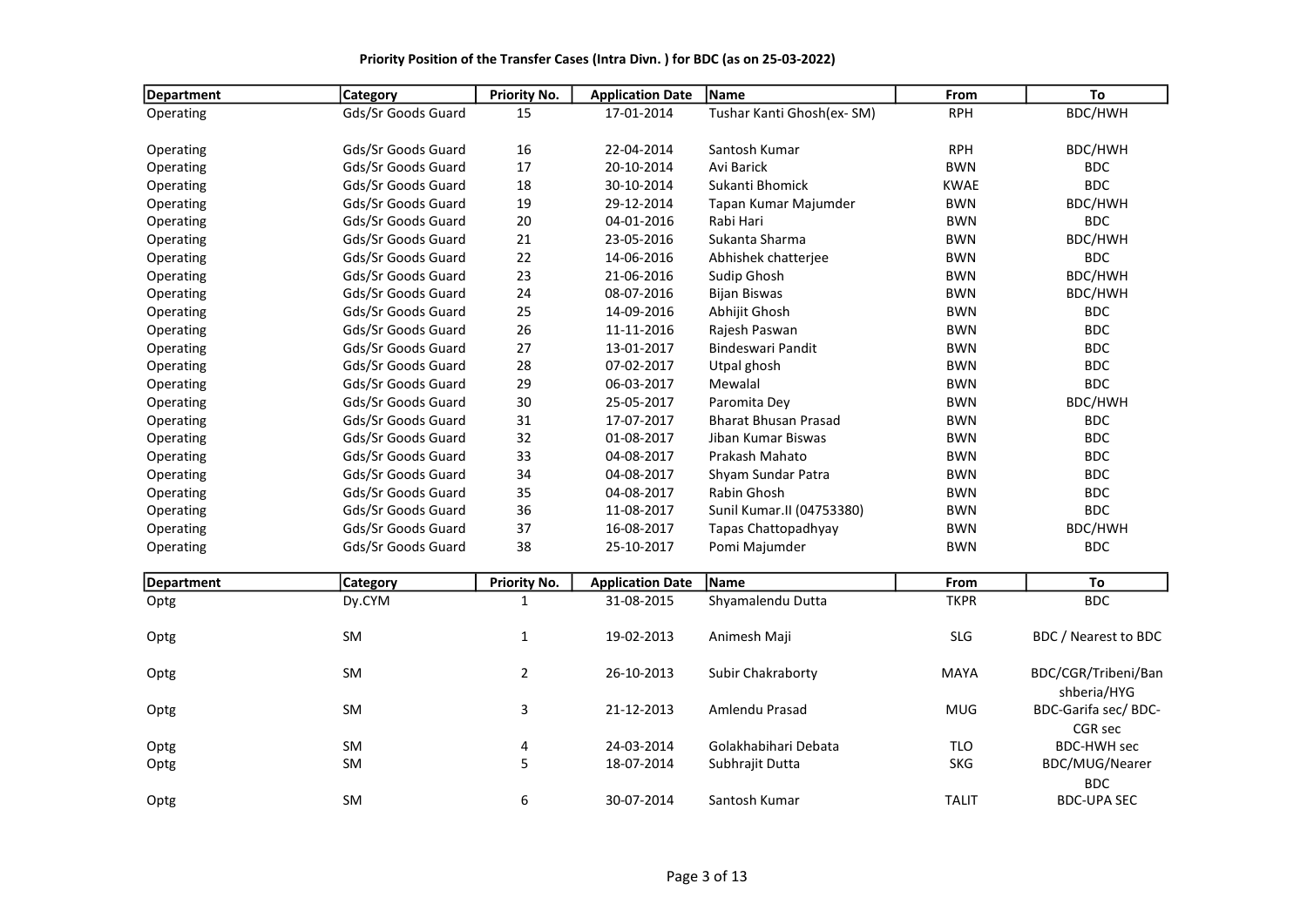**Priority Position of the Transfer Cases (Intra Divn. ) for BDC (as on 25-03-2022)**

| Department | Category | Priority No. | Application Date | Name | From | To |
|---|---|---|---|---|---|---|
| Operating | Gds/Sr Goods Guard | 15 | 17-01-2014 | Tushar Kanti Ghosh(ex- SM) | RPH | BDC/HWH |
| Operating | Gds/Sr Goods Guard | 16 | 22-04-2014 | Santosh Kumar | RPH | BDC/HWH |
| Operating | Gds/Sr Goods Guard | 17 | 20-10-2014 | Avi Barick | BWN | BDC |
| Operating | Gds/Sr Goods Guard | 18 | 30-10-2014 | Sukanti Bhomick | KWAE | BDC |
| Operating | Gds/Sr Goods Guard | 19 | 29-12-2014 | Tapan Kumar Majumder | BWN | BDC/HWH |
| Operating | Gds/Sr Goods Guard | 20 | 04-01-2016 | Rabi Hari | BWN | BDC |
| Operating | Gds/Sr Goods Guard | 21 | 23-05-2016 | Sukanta Sharma | BWN | BDC/HWH |
| Operating | Gds/Sr Goods Guard | 22 | 14-06-2016 | Abhishek chatterjee | BWN | BDC |
| Operating | Gds/Sr Goods Guard | 23 | 21-06-2016 | Sudip Ghosh | BWN | BDC/HWH |
| Operating | Gds/Sr Goods Guard | 24 | 08-07-2016 | Bijan Biswas | BWN | BDC/HWH |
| Operating | Gds/Sr Goods Guard | 25 | 14-09-2016 | Abhijit Ghosh | BWN | BDC |
| Operating | Gds/Sr Goods Guard | 26 | 11-11-2016 | Rajesh Paswan | BWN | BDC |
| Operating | Gds/Sr Goods Guard | 27 | 13-01-2017 | Bindeswari Pandit | BWN | BDC |
| Operating | Gds/Sr Goods Guard | 28 | 07-02-2017 | Utpal ghosh | BWN | BDC |
| Operating | Gds/Sr Goods Guard | 29 | 06-03-2017 | Mewalal | BWN | BDC |
| Operating | Gds/Sr Goods Guard | 30 | 25-05-2017 | Paromita Dey | BWN | BDC/HWH |
| Operating | Gds/Sr Goods Guard | 31 | 17-07-2017 | Bharat Bhusan Prasad | BWN | BDC |
| Operating | Gds/Sr Goods Guard | 32 | 01-08-2017 | Jiban Kumar Biswas | BWN | BDC |
| Operating | Gds/Sr Goods Guard | 33 | 04-08-2017 | Prakash Mahato | BWN | BDC |
| Operating | Gds/Sr Goods Guard | 34 | 04-08-2017 | Shyam Sundar Patra | BWN | BDC |
| Operating | Gds/Sr Goods Guard | 35 | 04-08-2017 | Rabin Ghosh | BWN | BDC |
| Operating | Gds/Sr Goods Guard | 36 | 11-08-2017 | Sunil Kumar.II (04753380) | BWN | BDC |
| Operating | Gds/Sr Goods Guard | 37 | 16-08-2017 | Tapas Chattopadhyay | BWN | BDC/HWH |
| Operating | Gds/Sr Goods Guard | 38 | 25-10-2017 | Pomi Majumder | BWN | BDC |

| Department | Category | Priority No. | Application Date | Name | From | To |
|---|---|---|---|---|---|---|
| Optg | Dy.CYM | 1 | 31-08-2015 | Shyamalendu Dutta | TKPR | BDC |
| Optg | SM | 1 | 19-02-2013 | Animesh Maji | SLG | BDC / Nearest to BDC |
| Optg | SM | 2 | 26-10-2013 | Subir Chakraborty | MAYA | BDC/CGR/Tribeni/Banshberia/HYG |
| Optg | SM | 3 | 21-12-2013 | Amlendu Prasad | MUG | BDC-Garifa sec/ BDC-CGR sec |
| Optg | SM | 4 | 24-03-2014 | Golakhabihari Debata | TLO | BDC-HWH sec |
| Optg | SM | 5 | 18-07-2014 | Subhrajit Dutta | SKG | BDC/MUG/Nearer BDC |
| Optg | SM | 6 | 30-07-2014 | Santosh Kumar | TALIT | BDC-UPA SEC |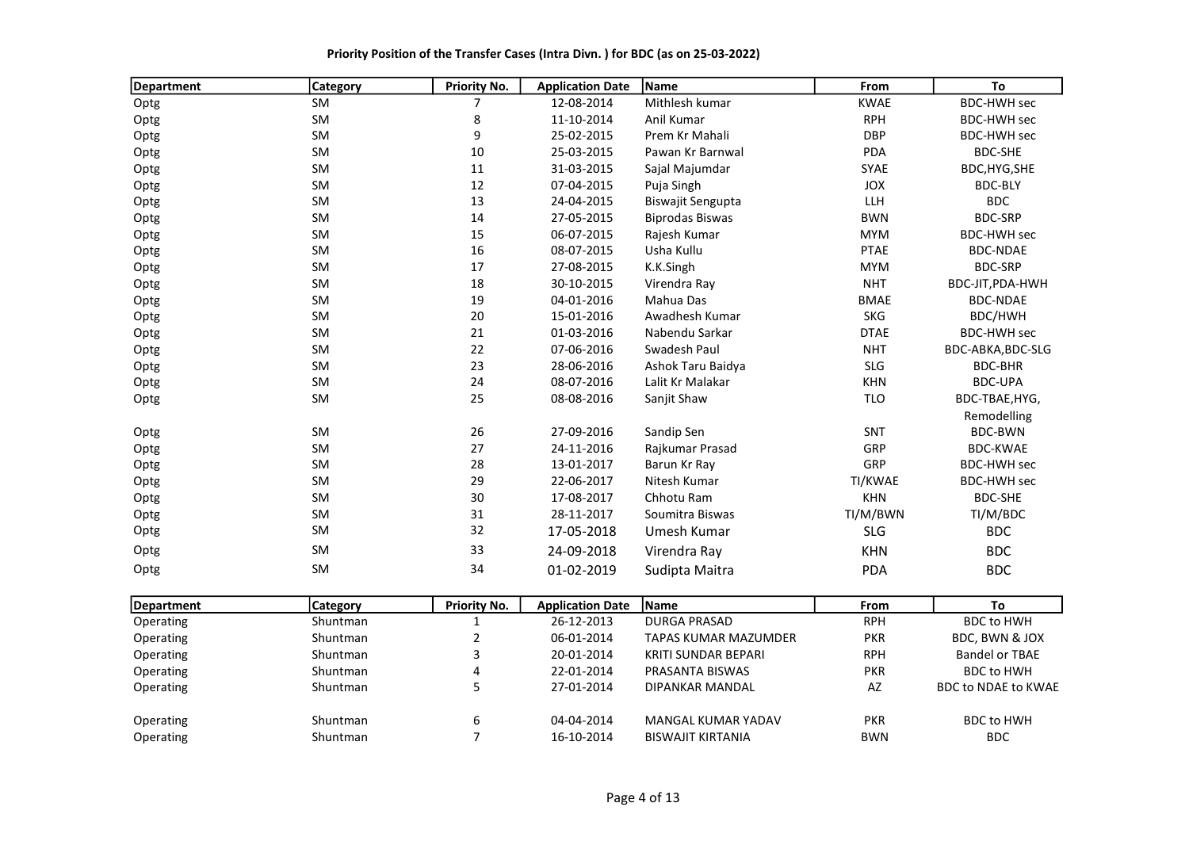**Priority Position of the Transfer Cases (Intra Divn. ) for BDC (as on 25-03-2022)**

| Department | Category | Priority No. | Application Date | Name | From | To |
|---|---|---|---|---|---|---|
| Optg | SM | 7 | 12-08-2014 | Mithlesh kumar | KWAE | BDC-HWH sec |
| Optg | SM | 8 | 11-10-2014 | Anil Kumar | RPH | BDC-HWH sec |
| Optg | SM | 9 | 25-02-2015 | Prem Kr Mahali | DBP | BDC-HWH sec |
| Optg | SM | 10 | 25-03-2015 | Pawan Kr Barnwal | PDA | BDC-SHE |
| Optg | SM | 11 | 31-03-2015 | Sajal Majumdar | SYAE | BDC,HYG,SHE |
| Optg | SM | 12 | 07-04-2015 | Puja Singh | JOX | BDC-BLY |
| Optg | SM | 13 | 24-04-2015 | Biswajit Sengupta | LLH | BDC |
| Optg | SM | 14 | 27-05-2015 | Biprodas Biswas | BWN | BDC-SRP |
| Optg | SM | 15 | 06-07-2015 | Rajesh Kumar | MYM | BDC-HWH sec |
| Optg | SM | 16 | 08-07-2015 | Usha Kullu | PTAE | BDC-NDAE |
| Optg | SM | 17 | 27-08-2015 | K.K.Singh | MYM | BDC-SRP |
| Optg | SM | 18 | 30-10-2015 | Virendra Ray | NHT | BDC-JIT,PDA-HWH |
| Optg | SM | 19 | 04-01-2016 | Mahua Das | BMAE | BDC-NDAE |
| Optg | SM | 20 | 15-01-2016 | Awadhesh Kumar | SKG | BDC/HWH |
| Optg | SM | 21 | 01-03-2016 | Nabendu Sarkar | DTAE | BDC-HWH sec |
| Optg | SM | 22 | 07-06-2016 | Swadesh Paul | NHT | BDC-ABKA,BDC-SLG |
| Optg | SM | 23 | 28-06-2016 | Ashok Taru Baidya | SLG | BDC-BHR |
| Optg | SM | 24 | 08-07-2016 | Lalit Kr Malakar | KHN | BDC-UPA |
| Optg | SM | 25 | 08-08-2016 | Sanjit Shaw | TLO | BDC-TBAE,HYG, Remodelling |
| Optg | SM | 26 | 27-09-2016 | Sandip Sen | SNT | BDC-BWN |
| Optg | SM | 27 | 24-11-2016 | Rajkumar Prasad | GRP | BDC-KWAE |
| Optg | SM | 28 | 13-01-2017 | Barun Kr Ray | GRP | BDC-HWH sec |
| Optg | SM | 29 | 22-06-2017 | Nitesh Kumar | TI/KWAE | BDC-HWH sec |
| Optg | SM | 30 | 17-08-2017 | Chhotu Ram | KHN | BDC-SHE |
| Optg | SM | 31 | 28-11-2017 | Soumitra Biswas | TI/M/BWN | TI/M/BDC |
| Optg | SM | 32 | 17-05-2018 | Umesh Kumar | SLG | BDC |
| Optg | SM | 33 | 24-09-2018 | Virendra Ray | KHN | BDC |
| Optg | SM | 34 | 01-02-2019 | Sudipta Maitra | PDA | BDC |

| Department | Category | Priority No. | Application Date | Name | From | To |
|---|---|---|---|---|---|---|
| Operating | Shuntman | 1 | 26-12-2013 | DURGA PRASAD | RPH | BDC to HWH |
| Operating | Shuntman | 2 | 06-01-2014 | TAPAS KUMAR MAZUMDER | PKR | BDC, BWN & JOX |
| Operating | Shuntman | 3 | 20-01-2014 | KRITI SUNDAR BEPARI | RPH | Bandel or TBAE |
| Operating | Shuntman | 4 | 22-01-2014 | PRASANTA BISWAS | PKR | BDC to HWH |
| Operating | Shuntman | 5 | 27-01-2014 | DIPANKAR MANDAL | AZ | BDC to NDAE to KWAE |
| Operating | Shuntman | 6 | 04-04-2014 | MANGAL KUMAR YADAV | PKR | BDC to HWH |
| Operating | Shuntman | 7 | 16-10-2014 | BISWAJIT KIRTANIA | BWN | BDC |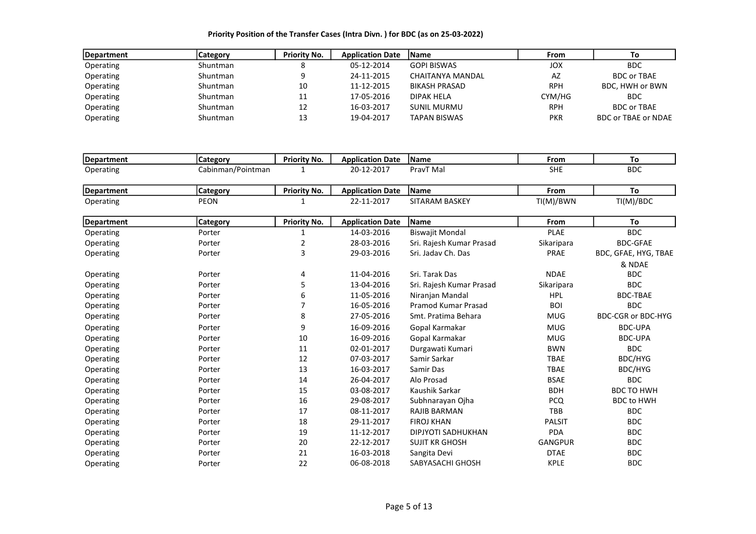**Priority Position of the Transfer Cases (Intra Divn. ) for BDC (as on 25-03-2022)**

| Department | Category | Priority No. | Application Date | Name | From | To |
|---|---|---|---|---|---|---|
| Operating | Shuntman | 8 | 05-12-2014 | GOPI BISWAS | JOX | BDC |
| Operating | Shuntman | 9 | 24-11-2015 | CHAITANYA MANDAL | AZ | BDC or TBAE |
| Operating | Shuntman | 10 | 11-12-2015 | BIKASH PRASAD | RPH | BDC, HWH or BWN |
| Operating | Shuntman | 11 | 17-05-2016 | DIPAK HELA | CYM/HG | BDC |
| Operating | Shuntman | 12 | 16-03-2017 | SUNIL MURMU | RPH | BDC or TBAE |
| Operating | Shuntman | 13 | 19-04-2017 | TAPAN BISWAS | PKR | BDC or TBAE or NDAE |

| Department | Category | Priority No. | Application Date | Name | From | To |
|---|---|---|---|---|---|---|
| Operating | Cabinman/Pointman | 1 | 20-12-2017 | PravT Mal | SHE | BDC |

| Department | Category | Priority No. | Application Date | Name | From | To |
|---|---|---|---|---|---|---|
| Operating | PEON | 1 | 22-11-2017 | SITARAM BASKEY | TI(M)/BWN | TI(M)/BDC |

| Department | Category | Priority No. | Application Date | Name | From | To |
|---|---|---|---|---|---|---|
| Operating | Porter | 1 | 14-03-2016 | Biswajit Mondal | PLAE | BDC |
| Operating | Porter | 2 | 28-03-2016 | Sri. Rajesh Kumar Prasad | Sikaripara | BDC-GFAE |
| Operating | Porter | 3 | 29-03-2016 | Sri. Jadav Ch. Das | PRAE | BDC, GFAE, HYG, TBAE & NDAE |
| Operating | Porter | 4 | 11-04-2016 | Sri. Tarak Das | NDAE | BDC |
| Operating | Porter | 5 | 13-04-2016 | Sri. Rajesh Kumar Prasad | Sikaripara | BDC |
| Operating | Porter | 6 | 11-05-2016 | Niranjan Mandal | HPL | BDC-TBAE |
| Operating | Porter | 7 | 16-05-2016 | Pramod Kumar Prasad | BOI | BDC |
| Operating | Porter | 8 | 27-05-2016 | Smt. Pratima Behara | MUG | BDC-CGR or BDC-HYG |
| Operating | Porter | 9 | 16-09-2016 | Gopal Karmakar | MUG | BDC-UPA |
| Operating | Porter | 10 | 16-09-2016 | Gopal Karmakar | MUG | BDC-UPA |
| Operating | Porter | 11 | 02-01-2017 | Durgawati Kumari | BWN | BDC |
| Operating | Porter | 12 | 07-03-2017 | Samir Sarkar | TBAE | BDC/HYG |
| Operating | Porter | 13 | 16-03-2017 | Samir Das | TBAE | BDC/HYG |
| Operating | Porter | 14 | 26-04-2017 | Alo Prosad | BSAE | BDC |
| Operating | Porter | 15 | 03-08-2017 | Kaushik Sarkar | BDH | BDC TO HWH |
| Operating | Porter | 16 | 29-08-2017 | Subhnarayan Ojha | PCQ | BDC to HWH |
| Operating | Porter | 17 | 08-11-2017 | RAJIB BARMAN | TBB | BDC |
| Operating | Porter | 18 | 29-11-2017 | FIROJ KHAN | PALSIT | BDC |
| Operating | Porter | 19 | 11-12-2017 | DIPJYOTI SADHUKHAN | PDA | BDC |
| Operating | Porter | 20 | 22-12-2017 | SUJIT KR GHOSH | GANGPUR | BDC |
| Operating | Porter | 21 | 16-03-2018 | Sangita Devi | DTAE | BDC |
| Operating | Porter | 22 | 06-08-2018 | SABYASACHI GHOSH | KPLE | BDC |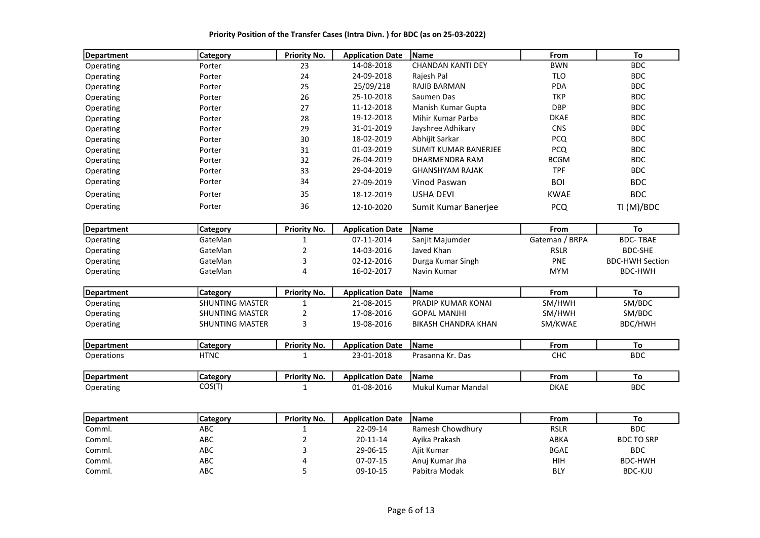**Priority Position of the Transfer Cases (Intra Divn. ) for BDC (as on 25-03-2022)**

| Department | Category | Priority No. | Application Date | Name | From | To |
|---|---|---|---|---|---|---|
| Operating | Porter | 23 | 14-08-2018 | CHANDAN KANTI DEY | BWN | BDC |
| Operating | Porter | 24 | 24-09-2018 | Rajesh Pal | TLO | BDC |
| Operating | Porter | 25 | 25/09/218 | RAJIB BARMAN | PDA | BDC |
| Operating | Porter | 26 | 25-10-2018 | Saumen Das | TKP | BDC |
| Operating | Porter | 27 | 11-12-2018 | Manish Kumar Gupta | DBP | BDC |
| Operating | Porter | 28 | 19-12-2018 | Mihir Kumar Parba | DKAE | BDC |
| Operating | Porter | 29 | 31-01-2019 | Jayshree Adhikary | CNS | BDC |
| Operating | Porter | 30 | 18-02-2019 | Abhijit Sarkar | PCQ | BDC |
| Operating | Porter | 31 | 01-03-2019 | SUMIT KUMAR BANERJEE | PCQ | BDC |
| Operating | Porter | 32 | 26-04-2019 | DHARMENDRA RAM | BCGM | BDC |
| Operating | Porter | 33 | 29-04-2019 | GHANSHYAM RAJAK | TPF | BDC |
| Operating | Porter | 34 | 27-09-2019 | Vinod Paswan | BOI | BDC |
| Operating | Porter | 35 | 18-12-2019 | USHA DEVI | KWAE | BDC |
| Operating | Porter | 36 | 12-10-2020 | Sumit Kumar Banerjee | PCQ | TI (M)/BDC |

| Department | Category | Priority No. | Application Date | Name | From | To |
|---|---|---|---|---|---|---|
| Operating | GateMan | 1 | 07-11-2014 | Sanjit Majumder | Gateman / BRPA | BDC- TBAE |
| Operating | GateMan | 2 | 14-03-2016 | Javed Khan | RSLR | BDC-SHE |
| Operating | GateMan | 3 | 02-12-2016 | Durga Kumar Singh | PNE | BDC-HWH Section |
| Operating | GateMan | 4 | 16-02-2017 | Navin Kumar | MYM | BDC-HWH |

| Department | Category | Priority No. | Application Date | Name | From | To |
|---|---|---|---|---|---|---|
| Operating | SHUNTING MASTER | 1 | 21-08-2015 | PRADIP KUMAR KONAI | SM/HWH | SM/BDC |
| Operating | SHUNTING MASTER | 2 | 17-08-2016 | GOPAL MANJHI | SM/HWH | SM/BDC |
| Operating | SHUNTING MASTER | 3 | 19-08-2016 | BIKASH CHANDRA KHAN | SM/KWAE | BDC/HWH |

| Department | Category | Priority No. | Application Date | Name | From | To |
|---|---|---|---|---|---|---|
| Operations | HTNC | 1 | 23-01-2018 | Prasanna Kr. Das | CHC | BDC |

| Department | Category | Priority No. | Application Date | Name | From | To |
|---|---|---|---|---|---|---|
| Operating | COS(T) | 1 | 01-08-2016 | Mukul Kumar Mandal | DKAE | BDC |

| Department | Category | Priority No. | Application Date | Name | From | To |
|---|---|---|---|---|---|---|
| Comml. | ABC | 1 | 22-09-14 | Ramesh Chowdhury | RSLR | BDC |
| Comml. | ABC | 2 | 20-11-14 | Ayika Prakash | ABKA | BDC TO SRP |
| Comml. | ABC | 3 | 29-06-15 | Ajit Kumar | BGAE | BDC |
| Comml. | ABC | 4 | 07-07-15 | Anuj Kumar Jha | HIH | BDC-HWH |
| Comml. | ABC | 5 | 09-10-15 | Pabitra Modak | BLY | BDC-KJU |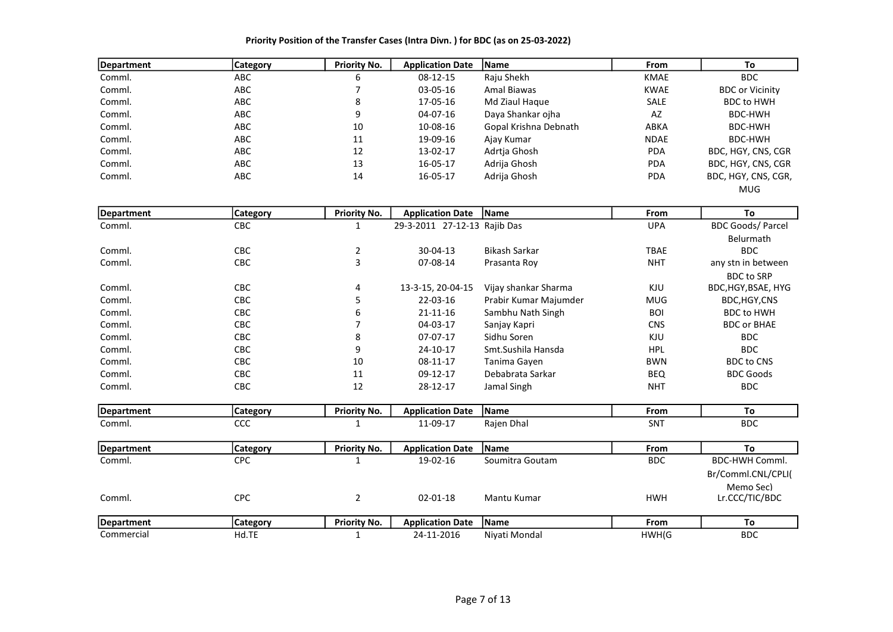**Priority Position of the Transfer Cases (Intra Divn. ) for BDC (as on 25-03-2022)**

| Department | Category | Priority No. | Application Date | Name | From | To |
|---|---|---|---|---|---|---|
| Comml. | ABC | 6 | 08-12-15 | Raju Shekh | KMAE | BDC |
| Comml. | ABC | 7 | 03-05-16 | Amal Biawas | KWAE | BDC or Vicinity |
| Comml. | ABC | 8 | 17-05-16 | Md Ziaul Haque | SALE | BDC to HWH |
| Comml. | ABC | 9 | 04-07-16 | Daya Shankar ojha | AZ | BDC-HWH |
| Comml. | ABC | 10 | 10-08-16 | Gopal Krishna Debnath | ABKA | BDC-HWH |
| Comml. | ABC | 11 | 19-09-16 | Ajay Kumar | NDAE | BDC-HWH |
| Comml. | ABC | 12 | 13-02-17 | Adrtja Ghosh | PDA | BDC, HGY, CNS, CGR |
| Comml. | ABC | 13 | 16-05-17 | Adrija Ghosh | PDA | BDC, HGY, CNS, CGR |
| Comml. | ABC | 14 | 16-05-17 | Adrija Ghosh | PDA | BDC, HGY, CNS, CGR, MUG |

| Department | Category | Priority No. | Application Date | Name | From | To |
|---|---|---|---|---|---|---|
| Comml. | CBC | 1 | 29-3-2011 27-12-13 | Rajib Das | UPA | BDC Goods/ Parcel Belurmath |
| Comml. | CBC | 2 | 30-04-13 | Bikash Sarkar | TBAE | BDC |
| Comml. | CBC | 3 | 07-08-14 | Prasanta Roy | NHT | any stn in between BDC to SRP |
| Comml. | CBC | 4 | 13-3-15, 20-04-15 | Vijay shankar Sharma | KJU | BDC,HGY,BSAE, HYG |
| Comml. | CBC | 5 | 22-03-16 | Prabir Kumar Majumder | MUG | BDC,HGY,CNS |
| Comml. | CBC | 6 | 21-11-16 | Sambhu Nath Singh | BOI | BDC to HWH |
| Comml. | CBC | 7 | 04-03-17 | Sanjay Kapri | CNS | BDC or BHAE |
| Comml. | CBC | 8 | 07-07-17 | Sidhu Soren | KJU | BDC |
| Comml. | CBC | 9 | 24-10-17 | Smt.Sushila Hansda | HPL | BDC |
| Comml. | CBC | 10 | 08-11-17 | Tanima Gayen | BWN | BDC to CNS |
| Comml. | CBC | 11 | 09-12-17 | Debabrata Sarkar | BEQ | BDC Goods |
| Comml. | CBC | 12 | 28-12-17 | Jamal Singh | NHT | BDC |

| Department | Category | Priority No. | Application Date | Name | From | To |
|---|---|---|---|---|---|---|
| Comml. | CCC | 1 | 11-09-17 | Rajen Dhal | SNT | BDC |

| Department | Category | Priority No. | Application Date | Name | From | To |
|---|---|---|---|---|---|---|
| Comml. | CPC | 1 | 19-02-16 | Soumitra Goutam | BDC | BDC-HWH Comml. Br/Comml.CNL/CPLI( Memo Sec) |
| Comml. | CPC | 2 | 02-01-18 | Mantu Kumar | HWH | Lr.CCC/TIC/BDC |

| Department | Category | Priority No. | Application Date | Name | From | To |
|---|---|---|---|---|---|---|
| Commercial | Hd.TE | 1 | 24-11-2016 | Niyati Mondal | HWH(G | BDC |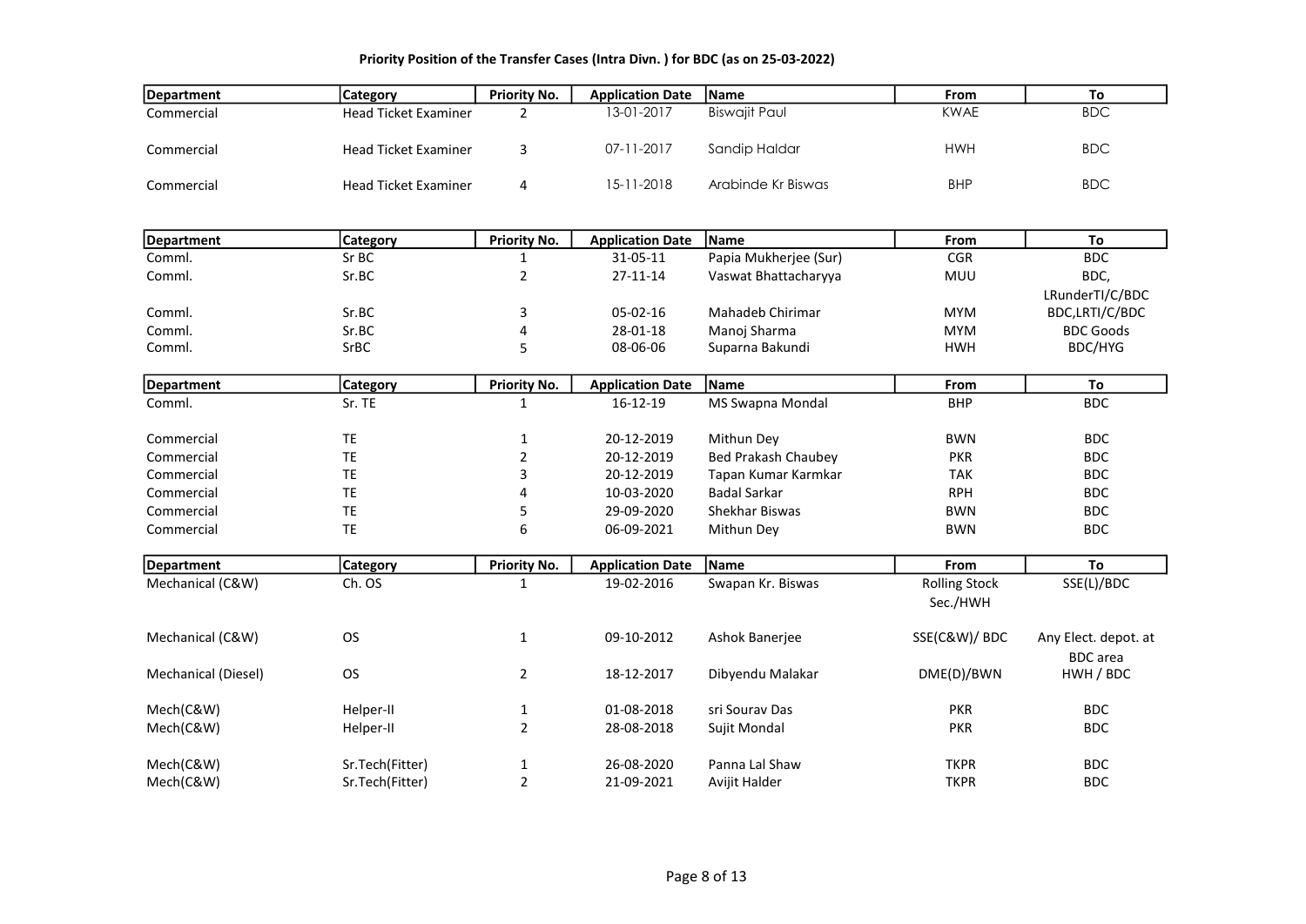**Priority Position of the Transfer Cases (Intra Divn. ) for BDC (as on 25-03-2022)**

| Department | Category | Priority No. | Application Date | Name | From | To |
|---|---|---|---|---|---|---|
| Commercial | Head Ticket Examiner | 2 | 13-01-2017 | Biswajit Paul | KWAE | BDC |
| Commercial | Head Ticket Examiner | 3 | 07-11-2017 | Sandip Haldar | HWH | BDC |
| Commercial | Head Ticket Examiner | 4 | 15-11-2018 | Arabinde Kr Biswas | BHP | BDC |

| Department | Category | Priority No. | Application Date | Name | From | To |
|---|---|---|---|---|---|---|
| Comml. | Sr BC | 1 | 31-05-11 | Papia Mukherjee (Sur) | CGR | BDC |
| Comml. | Sr.BC | 2 | 27-11-14 | Vaswat Bhattacharyya | MUU | BDC, LRunderTI/C/BDC |
| Comml. | Sr.BC | 3 | 05-02-16 | Mahadeb Chirimar | MYM | BDC,LRTI/C/BDC |
| Comml. | Sr.BC | 4 | 28-01-18 | Manoj Sharma | MYM | BDC Goods |
| Comml. | SrBC | 5 | 08-06-06 | Suparna Bakundi | HWH | BDC/HYG |

| Department | Category | Priority No. | Application Date | Name | From | To |
|---|---|---|---|---|---|---|
| Comml. | Sr. TE | 1 | 16-12-19 | MS Swapna Mondal | BHP | BDC |
| Commercial | TE | 1 | 20-12-2019 | Mithun Dey | BWN | BDC |
| Commercial | TE | 2 | 20-12-2019 | Bed Prakash Chaubey | PKR | BDC |
| Commercial | TE | 3 | 20-12-2019 | Tapan Kumar Karmkar | TAK | BDC |
| Commercial | TE | 4 | 10-03-2020 | Badal Sarkar | RPH | BDC |
| Commercial | TE | 5 | 29-09-2020 | Shekhar Biswas | BWN | BDC |
| Commercial | TE | 6 | 06-09-2021 | Mithun Dey | BWN | BDC |

| Department | Category | Priority No. | Application Date | Name | From | To |
|---|---|---|---|---|---|---|
| Mechanical (C&W) | Ch. OS | 1 | 19-02-2016 | Swapan Kr. Biswas | Rolling Stock Sec./HWH | SSE(L)/BDC |
| Mechanical (C&W) | OS | 1 | 09-10-2012 | Ashok Banerjee | SSE(C&W)/ BDC | Any Elect. depot. at BDC area |
| Mechanical (Diesel) | OS | 2 | 18-12-2017 | Dibyendu Malakar | DME(D)/BWN | HWH / BDC |
| Mech(C&W) | Helper-II | 1 | 01-08-2018 | sri Sourav Das | PKR | BDC |
| Mech(C&W) | Helper-II | 2 | 28-08-2018 | Sujit Mondal | PKR | BDC |
| Mech(C&W) | Sr.Tech(Fitter) | 1 | 26-08-2020 | Panna Lal Shaw | TKPR | BDC |
| Mech(C&W) | Sr.Tech(Fitter) | 2 | 21-09-2021 | Avijit Halder | TKPR | BDC |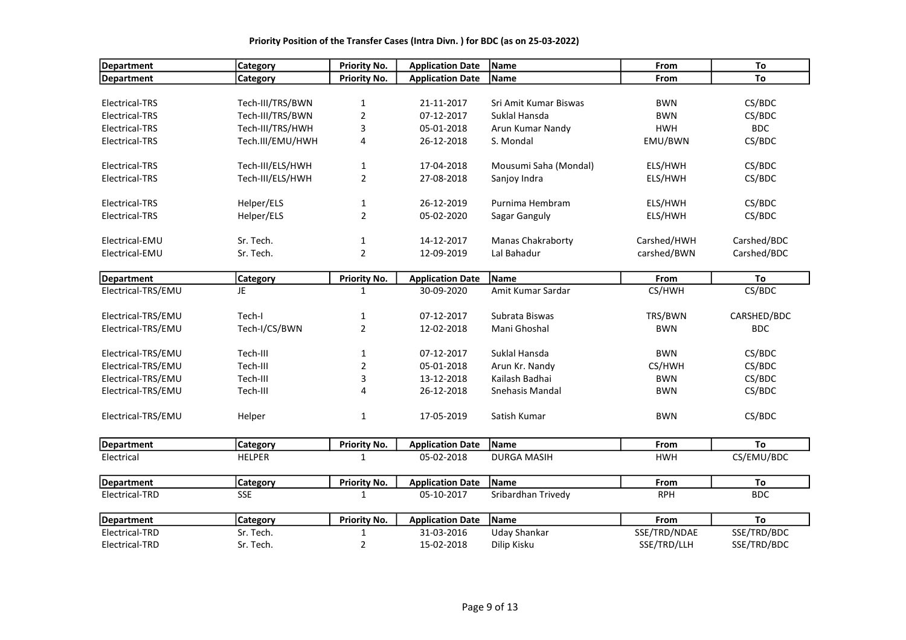**Priority Position of the Transfer Cases (Intra Divn. ) for BDC (as on 25-03-2022)**

| Department | Category | Priority No. | Application Date | Name | From | To |
|---|---|---|---|---|---|---|
| Department | Category | Priority No. | Application Date | Name | From | To |
| Electrical-TRS | Tech-III/TRS/BWN | 1 | 21-11-2017 | Sri Amit Kumar Biswas | BWN | CS/BDC |
| Electrical-TRS | Tech-III/TRS/BWN | 2 | 07-12-2017 | Suklal Hansda | BWN | CS/BDC |
| Electrical-TRS | Tech-III/TRS/HWH | 3 | 05-01-2018 | Arun Kumar Nandy | HWH | BDC |
| Electrical-TRS | Tech.III/EMU/HWH | 4 | 26-12-2018 | S. Mondal | EMU/BWN | CS/BDC |
| Electrical-TRS | Tech-III/ELS/HWH | 1 | 17-04-2018 | Mousumi Saha (Mondal) | ELS/HWH | CS/BDC |
| Electrical-TRS | Tech-III/ELS/HWH | 2 | 27-08-2018 | Sanjoy Indra | ELS/HWH | CS/BDC |
| Electrical-TRS | Helper/ELS | 1 | 26-12-2019 | Purnima Hembram | ELS/HWH | CS/BDC |
| Electrical-TRS | Helper/ELS | 2 | 05-02-2020 | Sagar Ganguly | ELS/HWH | CS/BDC |
| Electrical-EMU | Sr. Tech. | 1 | 14-12-2017 | Manas Chakraborty | Carshed/HWH | Carshed/BDC |
| Electrical-EMU | Sr. Tech. | 2 | 12-09-2019 | Lal Bahadur | carshed/BWN | Carshed/BDC |

| Department | Category | Priority No. | Application Date | Name | From | To |
|---|---|---|---|---|---|---|
| Electrical-TRS/EMU | JE | 1 | 30-09-2020 | Amit Kumar Sardar | CS/HWH | CS/BDC |
| Electrical-TRS/EMU | Tech-I | 1 | 07-12-2017 | Subrata Biswas | TRS/BWN | CARSHED/BDC |
| Electrical-TRS/EMU | Tech-I/CS/BWN | 2 | 12-02-2018 | Mani Ghoshal | BWN | BDC |
| Electrical-TRS/EMU | Tech-III | 1 | 07-12-2017 | Suklal Hansda | BWN | CS/BDC |
| Electrical-TRS/EMU | Tech-III | 2 | 05-01-2018 | Arun Kr. Nandy | CS/HWH | CS/BDC |
| Electrical-TRS/EMU | Tech-III | 3 | 13-12-2018 | Kailash Badhai | BWN | CS/BDC |
| Electrical-TRS/EMU | Tech-III | 4 | 26-12-2018 | Snehasis Mandal | BWN | CS/BDC |
| Electrical-TRS/EMU | Helper | 1 | 17-05-2019 | Satish Kumar | BWN | CS/BDC |

| Department | Category | Priority No. | Application Date | Name | From | To |
|---|---|---|---|---|---|---|
| Electrical | HELPER | 1 | 05-02-2018 | DURGA MASIH | HWH | CS/EMU/BDC |

| Department | Category | Priority No. | Application Date | Name | From | To |
|---|---|---|---|---|---|---|
| Electrical-TRD | SSE | 1 | 05-10-2017 | Sribardhan Trivedy | RPH | BDC |

| Department | Category | Priority No. | Application Date | Name | From | To |
|---|---|---|---|---|---|---|
| Electrical-TRD | Sr. Tech. | 1 | 31-03-2016 | Uday Shankar | SSE/TRD/NDAE | SSE/TRD/BDC |
| Electrical-TRD | Sr. Tech. | 2 | 15-02-2018 | Dilip Kisku | SSE/TRD/LLH | SSE/TRD/BDC |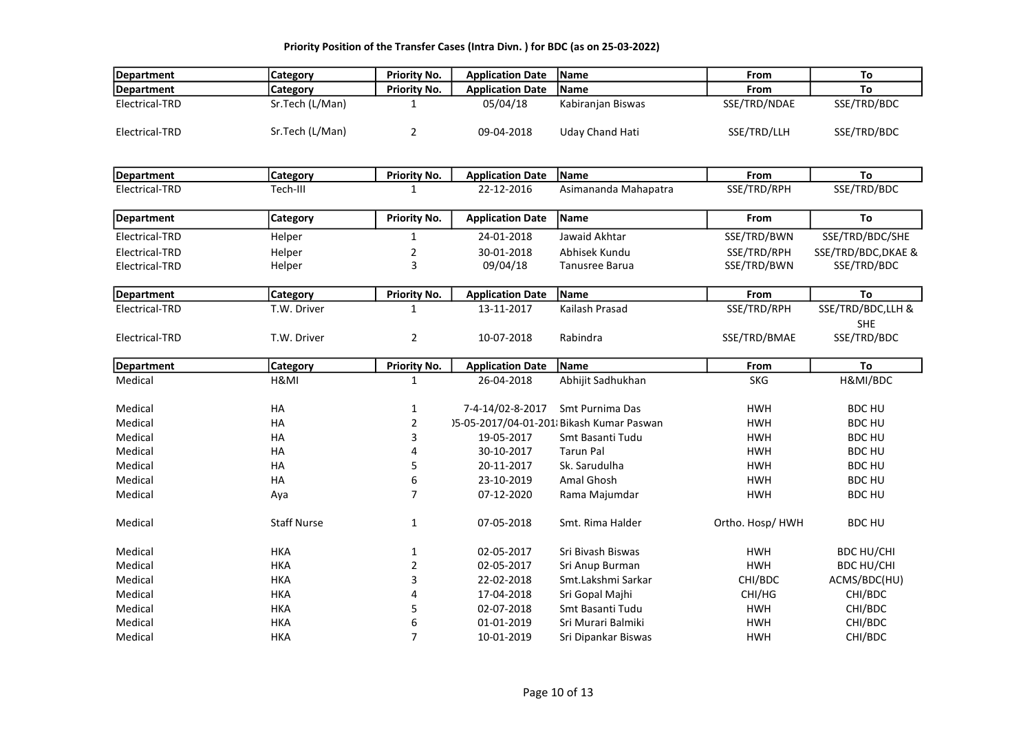**Priority Position of the Transfer Cases (Intra Divn. ) for BDC (as on 25-03-2022)**

| Department | Category | Priority No. | Application Date | Name | From | To |
|---|---|---|---|---|---|---|
| Department | Category | Priority No. | Application Date | Name | From | To |
| Electrical-TRD | Sr.Tech (L/Man) | 1 | 05/04/18 | Kabiranjan Biswas | SSE/TRD/NDAE | SSE/TRD/BDC |
| Electrical-TRD | Sr.Tech (L/Man) | 2 | 09-04-2018 | Uday Chand Hati | SSE/TRD/LLH | SSE/TRD/BDC |

| Department | Category | Priority No. | Application Date | Name | From | To |
|---|---|---|---|---|---|---|
| Electrical-TRD | Tech-III | 1 | 22-12-2016 | Asimananda Mahapatra | SSE/TRD/RPH | SSE/TRD/BDC |

| Department | Category | Priority No. | Application Date | Name | From | To |
|---|---|---|---|---|---|---|
| Electrical-TRD | Helper | 1 | 24-01-2018 | Jawaid Akhtar | SSE/TRD/BWN | SSE/TRD/BDC/SHE |
| Electrical-TRD | Helper | 2 | 30-01-2018 | Abhisek Kundu | SSE/TRD/RPH | SSE/TRD/BDC,DKAE & |
| Electrical-TRD | Helper | 3 | 09/04/18 | Tanusree Barua | SSE/TRD/BWN | SSE/TRD/BDC |

| Department | Category | Priority No. | Application Date | Name | From | To |
|---|---|---|---|---|---|---|
| Electrical-TRD | T.W. Driver | 1 | 13-11-2017 | Kailash Prasad | SSE/TRD/RPH | SSE/TRD/BDC,LLH & SHE |
| Electrical-TRD | T.W. Driver | 2 | 10-07-2018 | Rabindra | SSE/TRD/BMAE | SSE/TRD/BDC |

| Department | Category | Priority No. | Application Date | Name | From | To |
|---|---|---|---|---|---|---|
| Medical | H&MI | 1 | 26-04-2018 | Abhijit Sadhukhan | SKG | H&MI/BDC |
| Medical | HA | 1 | 7-4-14/02-8-2017 | Smt Purnima Das | HWH | BDC HU |
| Medical | HA | 2 | )5-05-2017/04-01-201 | Bikash Kumar Paswan | HWH | BDC HU |
| Medical | HA | 3 | 19-05-2017 | Smt Basanti Tudu | HWH | BDC HU |
| Medical | HA | 4 | 30-10-2017 | Tarun Pal | HWH | BDC HU |
| Medical | HA | 5 | 20-11-2017 | Sk. Sarudulha | HWH | BDC HU |
| Medical | HA | 6 | 23-10-2019 | Amal Ghosh | HWH | BDC HU |
| Medical | Aya | 7 | 07-12-2020 | Rama Majumdar | HWH | BDC HU |
| Medical | Staff Nurse | 1 | 07-05-2018 | Smt. Rima Halder | Ortho. Hosp/ HWH | BDC HU |
| Medical | HKA | 1 | 02-05-2017 | Sri Bivash Biswas | HWH | BDC HU/CHI |
| Medical | HKA | 2 | 02-05-2017 | Sri Anup Burman | HWH | BDC HU/CHI |
| Medical | HKA | 3 | 22-02-2018 | Smt.Lakshmi Sarkar | CHI/BDC | ACMS/BDC(HU) |
| Medical | HKA | 4 | 17-04-2018 | Sri Gopal Majhi | CHI/HG | CHI/BDC |
| Medical | HKA | 5 | 02-07-2018 | Smt Basanti Tudu | HWH | CHI/BDC |
| Medical | HKA | 6 | 01-01-2019 | Sri Murari Balmiki | HWH | CHI/BDC |
| Medical | HKA | 7 | 10-01-2019 | Sri Dipankar Biswas | HWH | CHI/BDC |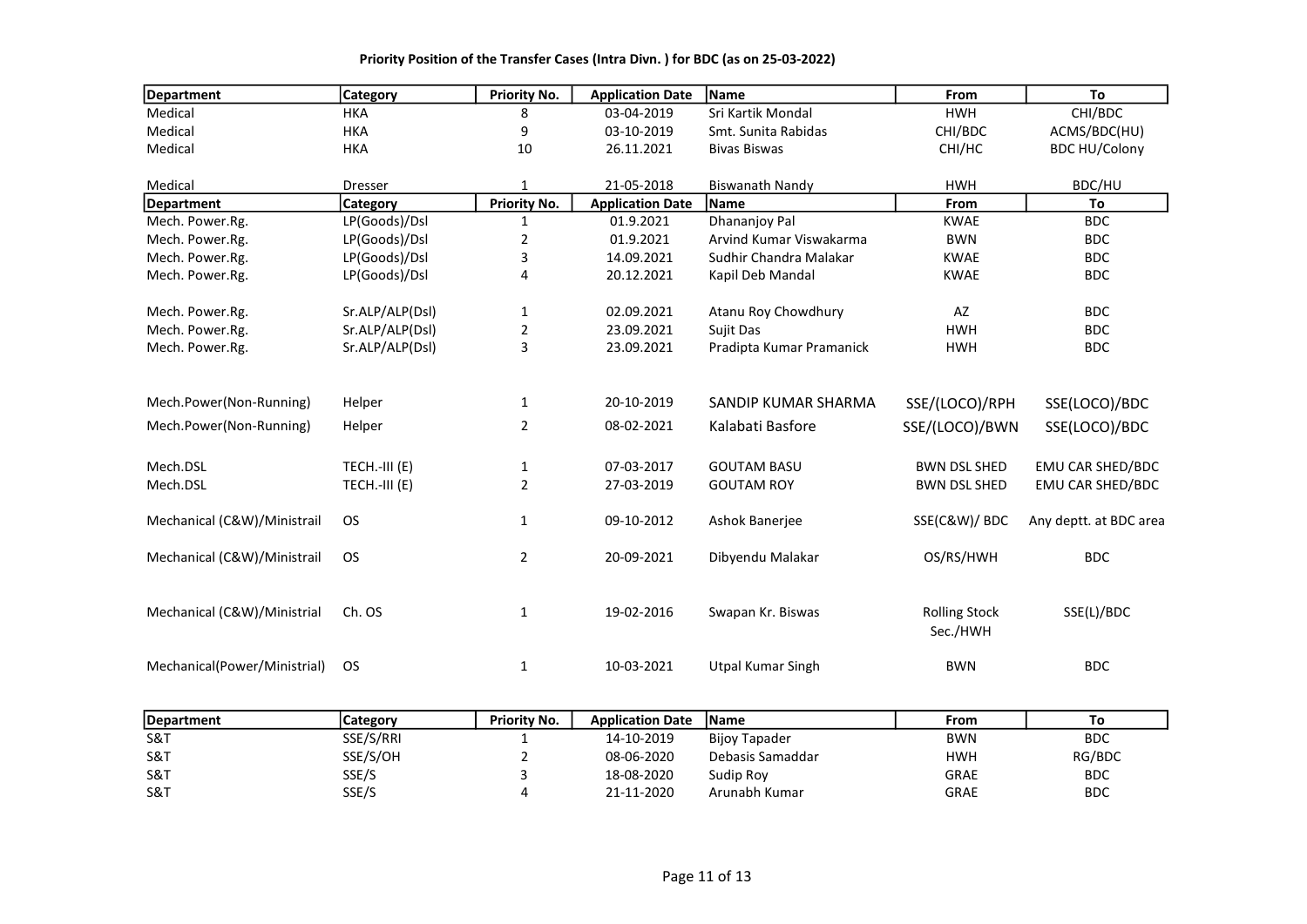**Priority Position of the Transfer Cases (Intra Divn. ) for BDC (as on 25-03-2022)**

| Department | Category | Priority No. | Application Date | Name | From | To |
|---|---|---|---|---|---|---|
| Medical | HKA | 8 | 03-04-2019 | Sri Kartik Mondal | HWH | CHI/BDC |
| Medical | HKA | 9 | 03-10-2019 | Smt. Sunita Rabidas | CHI/BDC | ACMS/BDC(HU) |
| Medical | HKA | 10 | 26.11.2021 | Bivas Biswas | CHI/HC | BDC HU/Colony |
| Medical | Dresser | 1 | 21-05-2018 | Biswanath Nandy | HWH | BDC/HU |

| Department | Category | Priority No. | Application Date | Name | From | To |
|---|---|---|---|---|---|---|
| Mech. Power.Rg. | LP(Goods)/Dsl | 1 | 01.9.2021 | Dhananjoy Pal | KWAE | BDC |
| Mech. Power.Rg. | LP(Goods)/Dsl | 2 | 01.9.2021 | Arvind Kumar Viswakarma | BWN | BDC |
| Mech. Power.Rg. | LP(Goods)/Dsl | 3 | 14.09.2021 | Sudhir Chandra Malakar | KWAE | BDC |
| Mech. Power.Rg. | LP(Goods)/Dsl | 4 | 20.12.2021 | Kapil Deb Mandal | KWAE | BDC |
| Mech. Power.Rg. | Sr.ALP/ALP(Dsl) | 1 | 02.09.2021 | Atanu Roy Chowdhury | AZ | BDC |
| Mech. Power.Rg. | Sr.ALP/ALP(Dsl) | 2 | 23.09.2021 | Sujit Das | HWH | BDC |
| Mech. Power.Rg. | Sr.ALP/ALP(Dsl) | 3 | 23.09.2021 | Pradipta Kumar Pramanick | HWH | BDC |
| Mech.Power(Non-Running) | Helper | 1 | 20-10-2019 | SANDIP KUMAR SHARMA | SSE/(LOCO)/RPH | SSE(LOCO)/BDC |
| Mech.Power(Non-Running) | Helper | 2 | 08-02-2021 | Kalabati Basfore | SSE/(LOCO)/BWN | SSE(LOCO)/BDC |
| Mech.DSL | TECH.-III (E) | 1 | 07-03-2017 | GOUTAM BASU | BWN DSL SHED | EMU CAR SHED/BDC |
| Mech.DSL | TECH.-III (E) | 2 | 27-03-2019 | GOUTAM ROY | BWN DSL SHED | EMU CAR SHED/BDC |
| Mechanical (C&W)/Ministrail | OS | 1 | 09-10-2012 | Ashok Banerjee | SSE(C&W)/ BDC | Any deptt. at BDC area |
| Mechanical (C&W)/Ministrail | OS | 2 | 20-09-2021 | Dibyendu Malakar | OS/RS/HWH | BDC |
| Mechanical (C&W)/Ministrial | Ch. OS | 1 | 19-02-2016 | Swapan Kr. Biswas | Rolling Stock Sec./HWH | SSE(L)/BDC |
| Mechanical(Power/Ministrial) | OS | 1 | 10-03-2021 | Utpal Kumar Singh | BWN | BDC |

| Department | Category | Priority No. | Application Date | Name | From | To |
|---|---|---|---|---|---|---|
| S&T | SSE/S/RRI | 1 | 14-10-2019 | Bijoy Tapader | BWN | BDC |
| S&T | SSE/S/OH | 2 | 08-06-2020 | Debasis Samaddar | HWH | RG/BDC |
| S&T | SSE/S | 3 | 18-08-2020 | Sudip Roy | GRAE | BDC |
| S&T | SSE/S | 4 | 21-11-2020 | Arunabh Kumar | GRAE | BDC |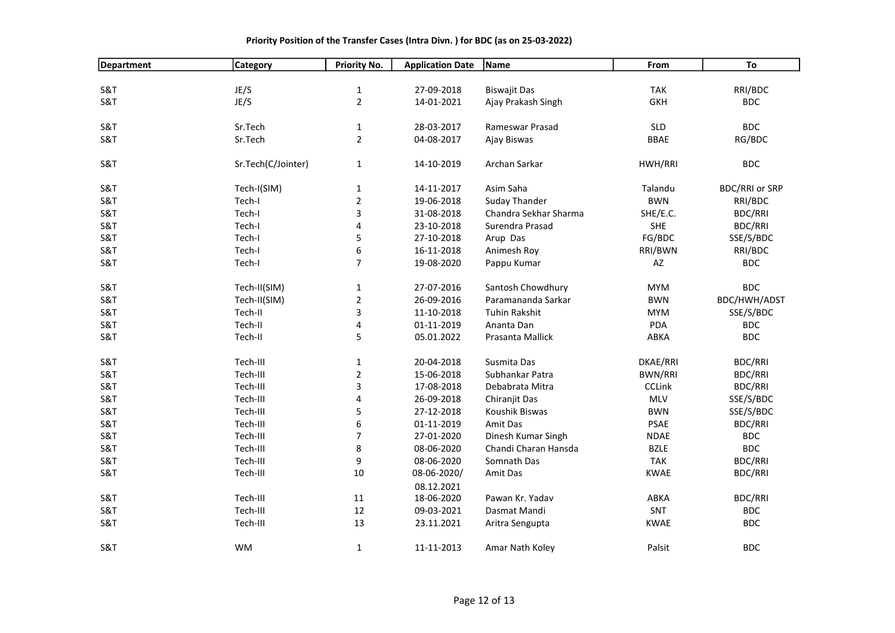**Priority Position of the Transfer Cases (Intra Divn. ) for BDC (as on 25-03-2022)**

| Department | Category | Priority No. | Application Date | Name | From | To |
|---|---|---|---|---|---|---|
| S&T | JE/S | 1 | 27-09-2018 | Biswajit Das | TAK | RRI/BDC |
| S&T | JE/S | 2 | 14-01-2021 | Ajay Prakash Singh | GKH | BDC |
| S&T | Sr.Tech | 1 | 28-03-2017 | Rameswar Prasad | SLD | BDC |
| S&T | Sr.Tech | 2 | 04-08-2017 | Ajay Biswas | BBAE | RG/BDC |
| S&T | Sr.Tech(C/Jointer) | 1 | 14-10-2019 | Archan Sarkar | HWH/RRI | BDC |
| S&T | Tech-I(SIM) | 1 | 14-11-2017 | Asim Saha | Talandu | BDC/RRI or SRP |
| S&T | Tech-I | 2 | 19-06-2018 | Suday Thander | BWN | RRI/BDC |
| S&T | Tech-I | 3 | 31-08-2018 | Chandra Sekhar Sharma | SHE/E.C. | BDC/RRI |
| S&T | Tech-I | 4 | 23-10-2018 | Surendra Prasad | SHE | BDC/RRI |
| S&T | Tech-I | 5 | 27-10-2018 | Arup Das | FG/BDC | SSE/S/BDC |
| S&T | Tech-I | 6 | 16-11-2018 | Animesh Roy | RRI/BWN | RRI/BDC |
| S&T | Tech-I | 7 | 19-08-2020 | Pappu Kumar | AZ | BDC |
| S&T | Tech-II(SIM) | 1 | 27-07-2016 | Santosh Chowdhury | MYM | BDC |
| S&T | Tech-II(SIM) | 2 | 26-09-2016 | Paramananda Sarkar | BWN | BDC/HWH/ADST |
| S&T | Tech-II | 3 | 11-10-2018 | Tuhin Rakshit | MYM | SSE/S/BDC |
| S&T | Tech-II | 4 | 01-11-2019 | Ananta Dan | PDA | BDC |
| S&T | Tech-II | 5 | 05.01.2022 | Prasanta Mallick | ABKA | BDC |
| S&T | Tech-III | 1 | 20-04-2018 | Susmita Das | DKAE/RRI | BDC/RRI |
| S&T | Tech-III | 2 | 15-06-2018 | Subhankar Patra | BWN/RRI | BDC/RRI |
| S&T | Tech-III | 3 | 17-08-2018 | Debabrata Mitra | CCLink | BDC/RRI |
| S&T | Tech-III | 4 | 26-09-2018 | Chiranjit Das | MLV | SSE/S/BDC |
| S&T | Tech-III | 5 | 27-12-2018 | Koushik Biswas | BWN | SSE/S/BDC |
| S&T | Tech-III | 6 | 01-11-2019 | Amit Das | PSAE | BDC/RRI |
| S&T | Tech-III | 7 | 27-01-2020 | Dinesh Kumar Singh | NDAE | BDC |
| S&T | Tech-III | 8 | 08-06-2020 | Chandi Charan Hansda | BZLE | BDC |
| S&T | Tech-III | 9 | 08-06-2020 | Somnath Das | TAK | BDC/RRI |
| S&T | Tech-III | 10 | 08-06-2020/ 08.12.2021 | Amit Das | KWAE | BDC/RRI |
| S&T | Tech-III | 11 | 18-06-2020 | Pawan Kr. Yadav | ABKA | BDC/RRI |
| S&T | Tech-III | 12 | 09-03-2021 | Dasmat Mandi | SNT | BDC |
| S&T | Tech-III | 13 | 23.11.2021 | Aritra Sengupta | KWAE | BDC |
| S&T | WM | 1 | 11-11-2013 | Amar Nath Koley | Palsit | BDC |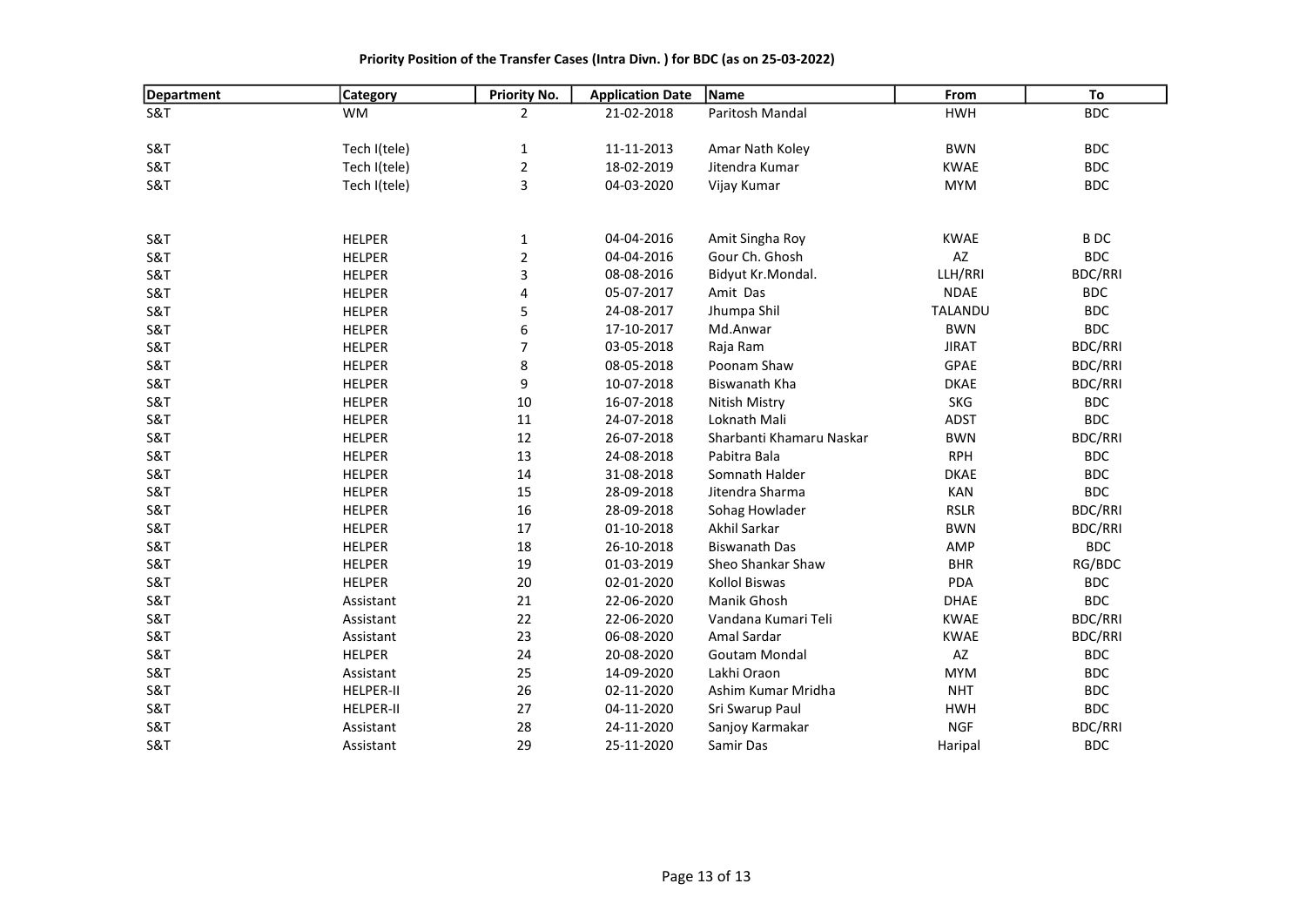**Priority Position of the Transfer Cases (Intra Divn. ) for BDC (as on 25-03-2022)**

| Department | Category | Priority No. | Application Date | Name | From | To |
|---|---|---|---|---|---|---|
| S&T | WM | 2 | 21-02-2018 | Paritosh Mandal | HWH | BDC |
| | | | | | | |
| S&T | Tech I(tele) | 1 | 11-11-2013 | Amar Nath Koley | BWN | BDC |
| S&T | Tech I(tele) | 2 | 18-02-2019 | Jitendra Kumar | KWAE | BDC |
| S&T | Tech I(tele) | 3 | 04-03-2020 | Vijay Kumar | MYM | BDC |
| | | | | | | |
| S&T | HELPER | 1 | 04-04-2016 | Amit Singha Roy | KWAE | B DC |
| S&T | HELPER | 2 | 04-04-2016 | Gour Ch. Ghosh | AZ | BDC |
| S&T | HELPER | 3 | 08-08-2016 | Bidyut Kr.Mondal. | LLH/RRI | BDC/RRI |
| S&T | HELPER | 4 | 05-07-2017 | Amit Das | NDAE | BDC |
| S&T | HELPER | 5 | 24-08-2017 | Jhumpa Shil | TALANDU | BDC |
| S&T | HELPER | 6 | 17-10-2017 | Md.Anwar | BWN | BDC |
| S&T | HELPER | 7 | 03-05-2018 | Raja Ram | JIRAT | BDC/RRI |
| S&T | HELPER | 8 | 08-05-2018 | Poonam Shaw | GPAE | BDC/RRI |
| S&T | HELPER | 9 | 10-07-2018 | Biswanath Kha | DKAE | BDC/RRI |
| S&T | HELPER | 10 | 16-07-2018 | Nitish Mistry | SKG | BDC |
| S&T | HELPER | 11 | 24-07-2018 | Loknath Mali | ADST | BDC |
| S&T | HELPER | 12 | 26-07-2018 | Sharbanti Khamaru Naskar | BWN | BDC/RRI |
| S&T | HELPER | 13 | 24-08-2018 | Pabitra Bala | RPH | BDC |
| S&T | HELPER | 14 | 31-08-2018 | Somnath Halder | DKAE | BDC |
| S&T | HELPER | 15 | 28-09-2018 | Jitendra Sharma | KAN | BDC |
| S&T | HELPER | 16 | 28-09-2018 | Sohag Howlader | RSLR | BDC/RRI |
| S&T | HELPER | 17 | 01-10-2018 | Akhil Sarkar | BWN | BDC/RRI |
| S&T | HELPER | 18 | 26-10-2018 | Biswanath Das | AMP | BDC |
| S&T | HELPER | 19 | 01-03-2019 | Sheo Shankar Shaw | BHR | RG/BDC |
| S&T | HELPER | 20 | 02-01-2020 | Kollol Biswas | PDA | BDC |
| S&T | Assistant | 21 | 22-06-2020 | Manik Ghosh | DHAE | BDC |
| S&T | Assistant | 22 | 22-06-2020 | Vandana Kumari Teli | KWAE | BDC/RRI |
| S&T | Assistant | 23 | 06-08-2020 | Amal Sardar | KWAE | BDC/RRI |
| S&T | HELPER | 24 | 20-08-2020 | Goutam Mondal | AZ | BDC |
| S&T | Assistant | 25 | 14-09-2020 | Lakhi Oraon | MYM | BDC |
| S&T | HELPER-II | 26 | 02-11-2020 | Ashim Kumar Mridha | NHT | BDC |
| S&T | HELPER-II | 27 | 04-11-2020 | Sri Swarup Paul | HWH | BDC |
| S&T | Assistant | 28 | 24-11-2020 | Sanjoy Karmakar | NGF | BDC/RRI |
| S&T | Assistant | 29 | 25-11-2020 | Samir Das | Haripal | BDC |